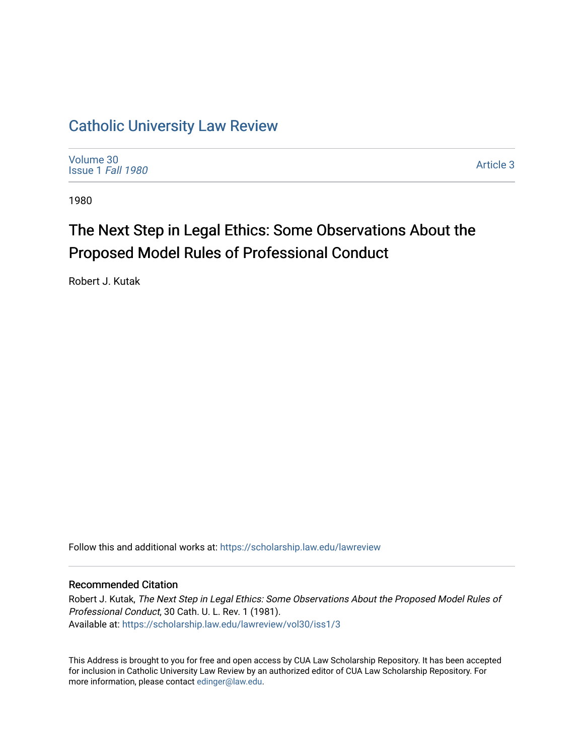# Catholic University Law Review

Volume 30
Issue 1 *Fall 1980*

Article 3

1980

## The Next Step in Legal Ethics: Some Observations About the Proposed Model Rules of Professional Conduct

Robert J. Kutak

Follow this and additional works at: https://scholarship.law.edu/lawreview

### Recommended Citation

Robert J. Kutak, *The Next Step in Legal Ethics: Some Observations About the Proposed Model Rules of Professional Conduct*, 30 Cath. U. L. Rev. 1 (1981).
Available at: https://scholarship.law.edu/lawreview/vol30/iss1/3

This Address is brought to you for free and open access by CUA Law Scholarship Repository. It has been accepted for inclusion in Catholic University Law Review by an authorized editor of CUA Law Scholarship Repository. For more information, please contact edinger@law.edu.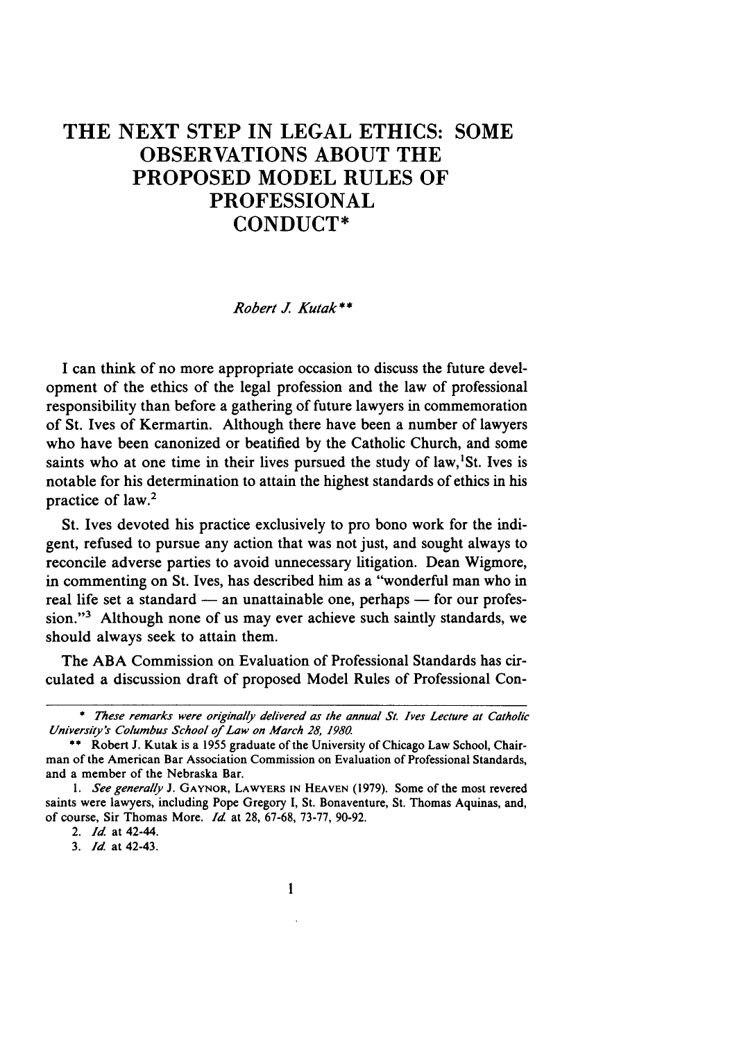# THE NEXT STEP IN LEGAL ETHICS: SOME OBSERVATIONS ABOUT THE PROPOSED MODEL RULES OF PROFESSIONAL CONDUCT*

*Robert J. Kutak***

I can think of no more appropriate occasion to discuss the future development of the ethics of the legal profession and the law of professional responsibility than before a gathering of future lawyers in commemoration of St. Ives of Kermartin. Although there have been a number of lawyers who have been canonized or beatified by the Catholic Church, and some saints who at one time in their lives pursued the study of law,[1] St. Ives is notable for his determination to attain the highest standards of ethics in his practice of law.[2]

St. Ives devoted his practice exclusively to pro bono work for the indigent, refused to pursue any action that was not just, and sought always to reconcile adverse parties to avoid unnecessary litigation. Dean Wigmore, in commenting on St. Ives, has described him as a "wonderful man who in real life set a standard — an unattainable one, perhaps — for our profession."[3] Although none of us may ever achieve such saintly standards, we should always seek to attain them.

The ABA Commission on Evaluation of Professional Standards has circulated a discussion draft of proposed Model Rules of Professional Con-

---

\* *These remarks were originally delivered as the annual St. Ives Lecture at Catholic University's Columbus School of Law on March 28, 1980.*

\*\* Robert J. Kutak is a 1955 graduate of the University of Chicago Law School, Chairman of the American Bar Association Commission on Evaluation of Professional Standards, and a member of the Nebraska Bar.

1. *See generally* J. GAYNOR, LAWYERS IN HEAVEN (1979). Some of the most revered saints were lawyers, including Pope Gregory I, St. Bonaventure, St. Thomas Aquinas, and, of course, Sir Thomas More. *Id.* at 28, 67-68, 73-77, 90-92.

2. *Id.* at 42-44.

3. *Id.* at 42-43.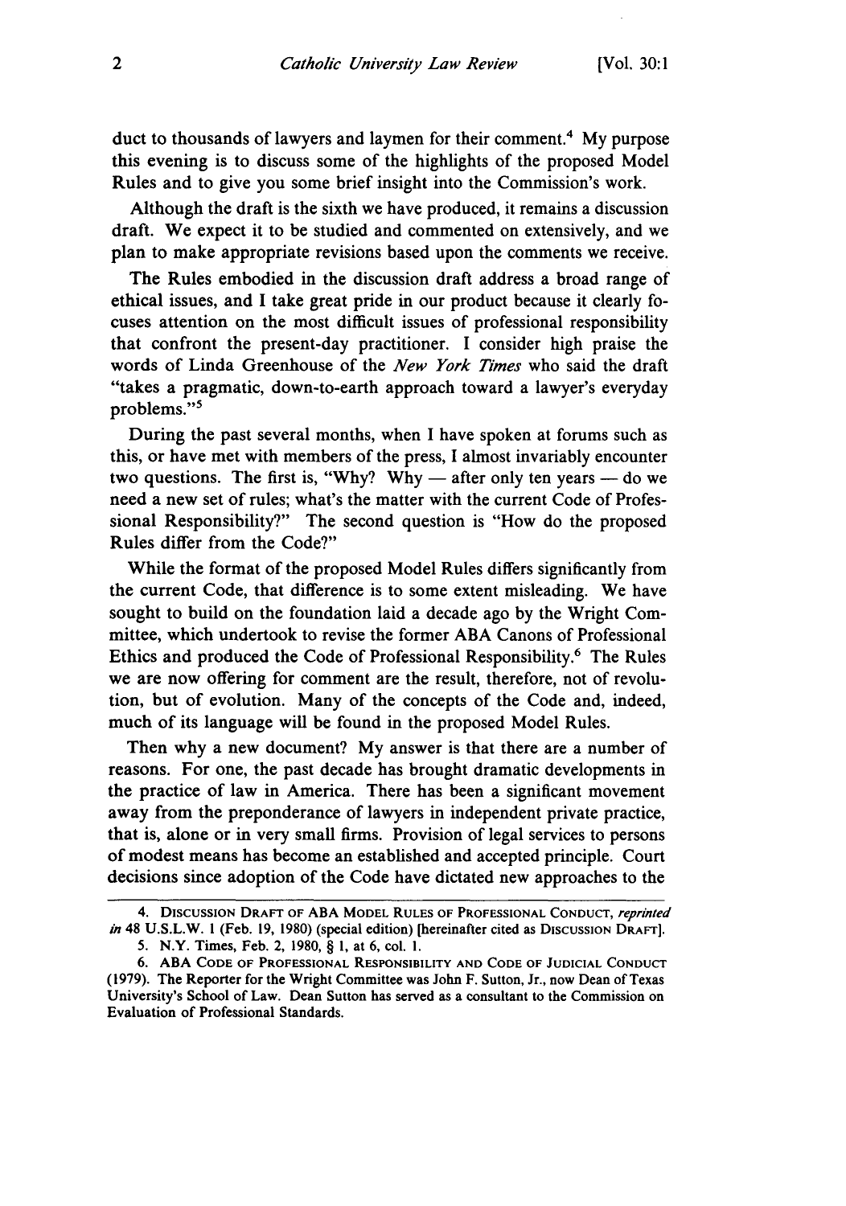duct to thousands of lawyers and laymen for their comment.[4] My purpose this evening is to discuss some of the highlights of the proposed Model Rules and to give you some brief insight into the Commission's work.

Although the draft is the sixth we have produced, it remains a discussion draft. We expect it to be studied and commented on extensively, and we plan to make appropriate revisions based upon the comments we receive.

The Rules embodied in the discussion draft address a broad range of ethical issues, and I take great pride in our product because it clearly focuses attention on the most difficult issues of professional responsibility that confront the present-day practitioner. I consider high praise the words of Linda Greenhouse of the *New York Times* who said the draft "takes a pragmatic, down-to-earth approach toward a lawyer's everyday problems."[5]

During the past several months, when I have spoken at forums such as this, or have met with members of the press, I almost invariably encounter two questions. The first is, "Why? Why — after only ten years — do we need a new set of rules; what's the matter with the current Code of Professional Responsibility?" The second question is "How do the proposed Rules differ from the Code?"

While the format of the proposed Model Rules differs significantly from the current Code, that difference is to some extent misleading. We have sought to build on the foundation laid a decade ago by the Wright Committee, which undertook to revise the former ABA Canons of Professional Ethics and produced the Code of Professional Responsibility.[6] The Rules we are now offering for comment are the result, therefore, not of revolution, but of evolution. Many of the concepts of the Code and, indeed, much of its language will be found in the proposed Model Rules.

Then why a new document? My answer is that there are a number of reasons. For one, the past decade has brought dramatic developments in the practice of law in America. There has been a significant movement away from the preponderance of lawyers in independent private practice, that is, alone or in very small firms. Provision of legal services to persons of modest means has become an established and accepted principle. Court decisions since adoption of the Code have dictated new approaches to the

---

4. DISCUSSION DRAFT OF ABA MODEL RULES OF PROFESSIONAL CONDUCT, *reprinted in* 48 U.S.L.W. 1 (Feb. 19, 1980) (special edition) [hereinafter cited as DISCUSSION DRAFT].

5. N.Y. Times, Feb. 2, 1980, § 1, at 6, col. 1.

6. ABA CODE OF PROFESSIONAL RESPONSIBILITY AND CODE OF JUDICIAL CONDUCT (1979). The Reporter for the Wright Committee was John F. Sutton, Jr., now Dean of Texas University's School of Law. Dean Sutton has served as a consultant to the Commission on Evaluation of Professional Standards.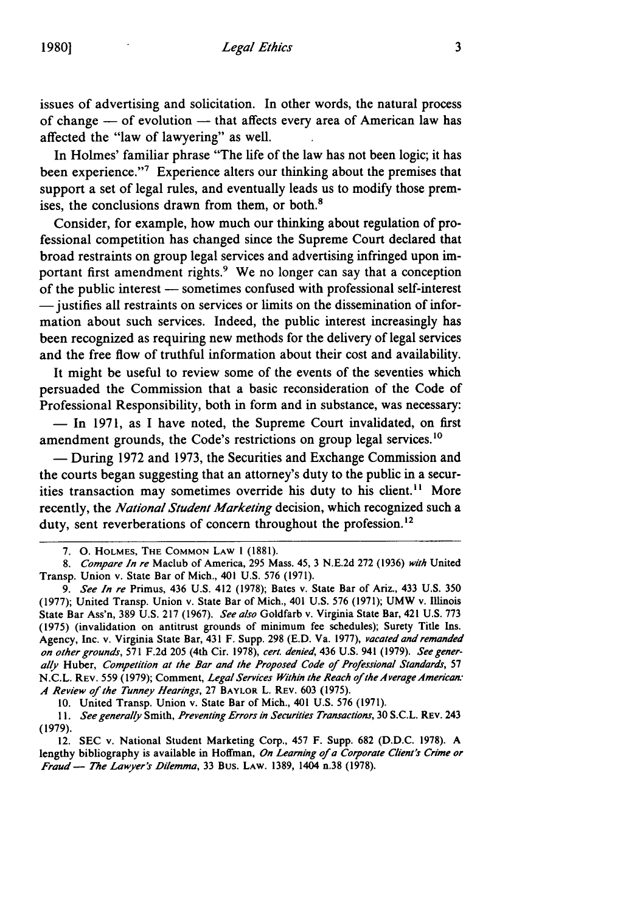issues of advertising and solicitation. In other words, the natural process of change — of evolution — that affects every area of American law has affected the "law of lawyering" as well.

In Holmes' familiar phrase "The life of the law has not been logic; it has been experience."[7] Experience alters our thinking about the premises that support a set of legal rules, and eventually leads us to modify those premises, the conclusions drawn from them, or both.[8]

Consider, for example, how much our thinking about regulation of professional competition has changed since the Supreme Court declared that broad restraints on group legal services and advertising infringed upon important first amendment rights.[9] We no longer can say that a conception of the public interest — sometimes confused with professional self-interest — justifies all restraints on services or limits on the dissemination of information about such services. Indeed, the public interest increasingly has been recognized as requiring new methods for the delivery of legal services and the free flow of truthful information about their cost and availability.

It might be useful to review some of the events of the seventies which persuaded the Commission that a basic reconsideration of the Code of Professional Responsibility, both in form and in substance, was necessary:

— In 1971, as I have noted, the Supreme Court invalidated, on first amendment grounds, the Code's restrictions on group legal services.[10]

— During 1972 and 1973, the Securities and Exchange Commission and the courts began suggesting that an attorney's duty to the public in a securities transaction may sometimes override his duty to his client.[11] More recently, the *National Student Marketing* decision, which recognized such a duty, sent reverberations of concern throughout the profession.[12]

---

7. O. HOLMES, THE COMMON LAW 1 (1881).

8. *Compare In re* Maclub of America, 295 Mass. 45, 3 N.E.2d 272 (1936) *with* United Transp. Union v. State Bar of Mich., 401 U.S. 576 (1971).

9. *See In re* Primus, 436 U.S. 412 (1978); Bates v. State Bar of Ariz., 433 U.S. 350 (1977); United Transp. Union v. State Bar of Mich., 401 U.S. 576 (1971); UMW v. Illinois State Bar Ass'n, 389 U.S. 217 (1967). *See also* Goldfarb v. Virginia State Bar, 421 U.S. 773 (1975) (invalidation on antitrust grounds of minimum fee schedules); Surety Title Ins. Agency, Inc. v. Virginia State Bar, 431 F. Supp. 298 (E.D. Va. 1977), *vacated and remanded on other grounds*, 571 F.2d 205 (4th Cir. 1978), *cert. denied*, 436 U.S. 941 (1979). *See generally* Huber, *Competition at the Bar and the Proposed Code of Professional Standards*, 57 N.C.L. REV. 559 (1979); Comment, *Legal Services Within the Reach of the Average American: A Review of the Tunney Hearings*, 27 BAYLOR L. REV. 603 (1975).

10. United Transp. Union v. State Bar of Mich., 401 U.S. 576 (1971).

11. *See generally* Smith, *Preventing Errors in Securities Transactions*, 30 S.C.L. REV. 243 (1979).

12. SEC v. National Student Marketing Corp., 457 F. Supp. 682 (D.D.C. 1978). A lengthy bibliography is available in Hoffman, *On Learning of a Corporate Client's Crime or Fraud — The Lawyer's Dilemma*, 33 BUS. LAW. 1389, 1404 n.38 (1978).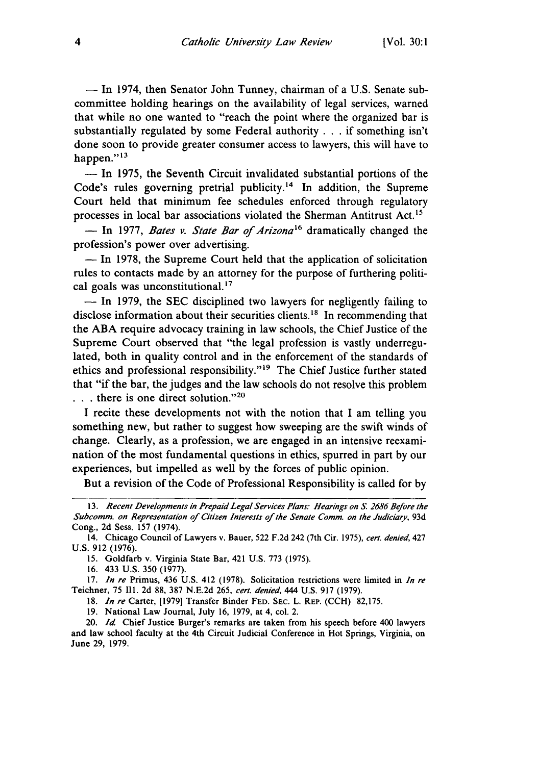— In 1974, then Senator John Tunney, chairman of a U.S. Senate subcommittee holding hearings on the availability of legal services, warned that while no one wanted to "reach the point where the organized bar is substantially regulated by some Federal authority . . . if something isn't done soon to provide greater consumer access to lawyers, this will have to happen."[13]

— In 1975, the Seventh Circuit invalidated substantial portions of the Code's rules governing pretrial publicity.[14] In addition, the Supreme Court held that minimum fee schedules enforced through regulatory processes in local bar associations violated the Sherman Antitrust Act.[15]

— In 1977, *Bates v. State Bar of Arizona*[16] dramatically changed the profession's power over advertising.

— In 1978, the Supreme Court held that the application of solicitation rules to contacts made by an attorney for the purpose of furthering political goals was unconstitutional.[17]

— In 1979, the SEC disciplined two lawyers for negligently failing to disclose information about their securities clients.[18] In recommending that the ABA require advocacy training in law schools, the Chief Justice of the Supreme Court observed that "the legal profession is vastly underregulated, both in quality control and in the enforcement of the standards of ethics and professional responsibility."[19] The Chief Justice further stated that "if the bar, the judges and the law schools do not resolve this problem . . . there is one direct solution."[20]

I recite these developments not with the notion that I am telling you something new, but rather to suggest how sweeping are the swift winds of change. Clearly, as a profession, we are engaged in an intensive reexamination of the most fundamental questions in ethics, spurred in part by our experiences, but impelled as well by the forces of public opinion.

But a revision of the Code of Professional Responsibility is called for by

---

13. *Recent Developments in Prepaid Legal Services Plans: Hearings on S. 2686 Before the Subcomm. on Representation of Citizen Interests of the Senate Comm. on the Judiciary*, 93d Cong., 2d Sess. 157 (1974).

14. Chicago Council of Lawyers v. Bauer, 522 F.2d 242 (7th Cir. 1975), *cert. denied*, 427 U.S. 912 (1976).

15. Goldfarb v. Virginia State Bar, 421 U.S. 773 (1975).

16. 433 U.S. 350 (1977).

17. *In re* Primus, 436 U.S. 412 (1978). Solicitation restrictions were limited in *In re* Teichner, 75 Ill. 2d 88, 387 N.E.2d 265, *cert. denied*, 444 U.S. 917 (1979).

18. *In re* Carter, [1979] Transfer Binder FED. SEC. L. REP. (CCH) 82,175.

19. National Law Journal, July 16, 1979, at 4, col. 2.

20. *Id.* Chief Justice Burger's remarks are taken from his speech before 400 lawyers and law school faculty at the 4th Circuit Judicial Conference in Hot Springs, Virginia, on June 29, 1979.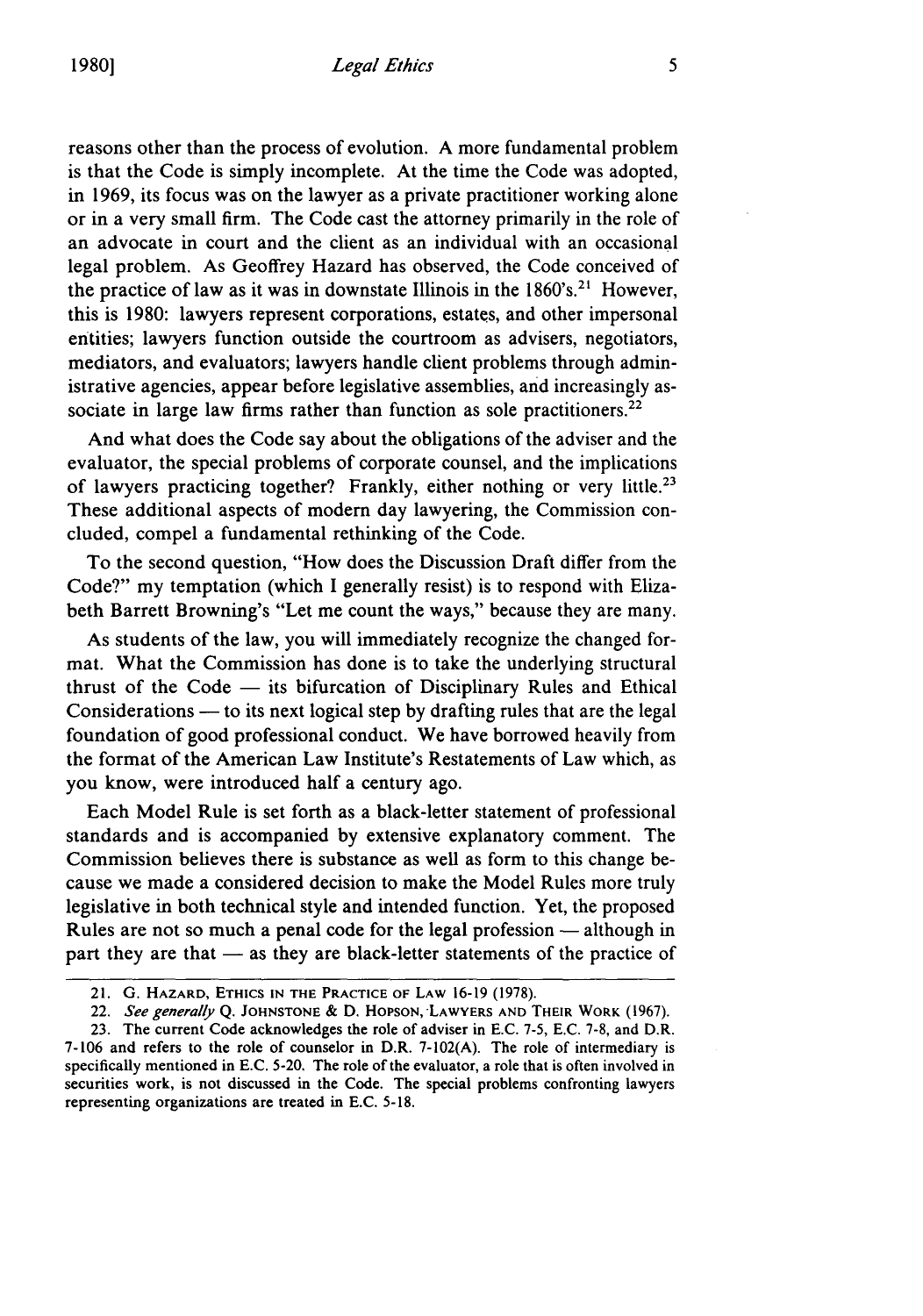reasons other than the process of evolution. A more fundamental problem is that the Code is simply incomplete. At the time the Code was adopted, in 1969, its focus was on the lawyer as a private practitioner working alone or in a very small firm. The Code cast the attorney primarily in the role of an advocate in court and the client as an individual with an occasional legal problem. As Geoffrey Hazard has observed, the Code conceived of the practice of law as it was in downstate Illinois in the 1860's.[21] However, this is 1980: lawyers represent corporations, estates, and other impersonal entities; lawyers function outside the courtroom as advisers, negotiators, mediators, and evaluators; lawyers handle client problems through administrative agencies, appear before legislative assemblies, and increasingly associate in large law firms rather than function as sole practitioners.[22]

And what does the Code say about the obligations of the adviser and the evaluator, the special problems of corporate counsel, and the implications of lawyers practicing together? Frankly, either nothing or very little.[23] These additional aspects of modern day lawyering, the Commission concluded, compel a fundamental rethinking of the Code.

To the second question, "How does the Discussion Draft differ from the Code?" my temptation (which I generally resist) is to respond with Elizabeth Barrett Browning's "Let me count the ways," because they are many.

As students of the law, you will immediately recognize the changed format. What the Commission has done is to take the underlying structural thrust of the Code — its bifurcation of Disciplinary Rules and Ethical Considerations — to its next logical step by drafting rules that are the legal foundation of good professional conduct. We have borrowed heavily from the format of the American Law Institute's Restatements of Law which, as you know, were introduced half a century ago.

Each Model Rule is set forth as a black-letter statement of professional standards and is accompanied by extensive explanatory comment. The Commission believes there is substance as well as form to this change because we made a considered decision to make the Model Rules more truly legislative in both technical style and intended function. Yet, the proposed Rules are not so much a penal code for the legal profession — although in part they are that — as they are black-letter statements of the practice of

---

21. G. HAZARD, ETHICS IN THE PRACTICE OF LAW 16-19 (1978).

22. *See generally* Q. JOHNSTONE & D. HOPSON, LAWYERS AND THEIR WORK (1967).

23. The current Code acknowledges the role of adviser in E.C. 7-5, E.C. 7-8, and D.R. 7-106 and refers to the role of counselor in D.R. 7-102(A). The role of intermediary is specifically mentioned in E.C. 5-20. The role of the evaluator, a role that is often involved in securities work, is not discussed in the Code. The special problems confronting lawyers representing organizations are treated in E.C. 5-18.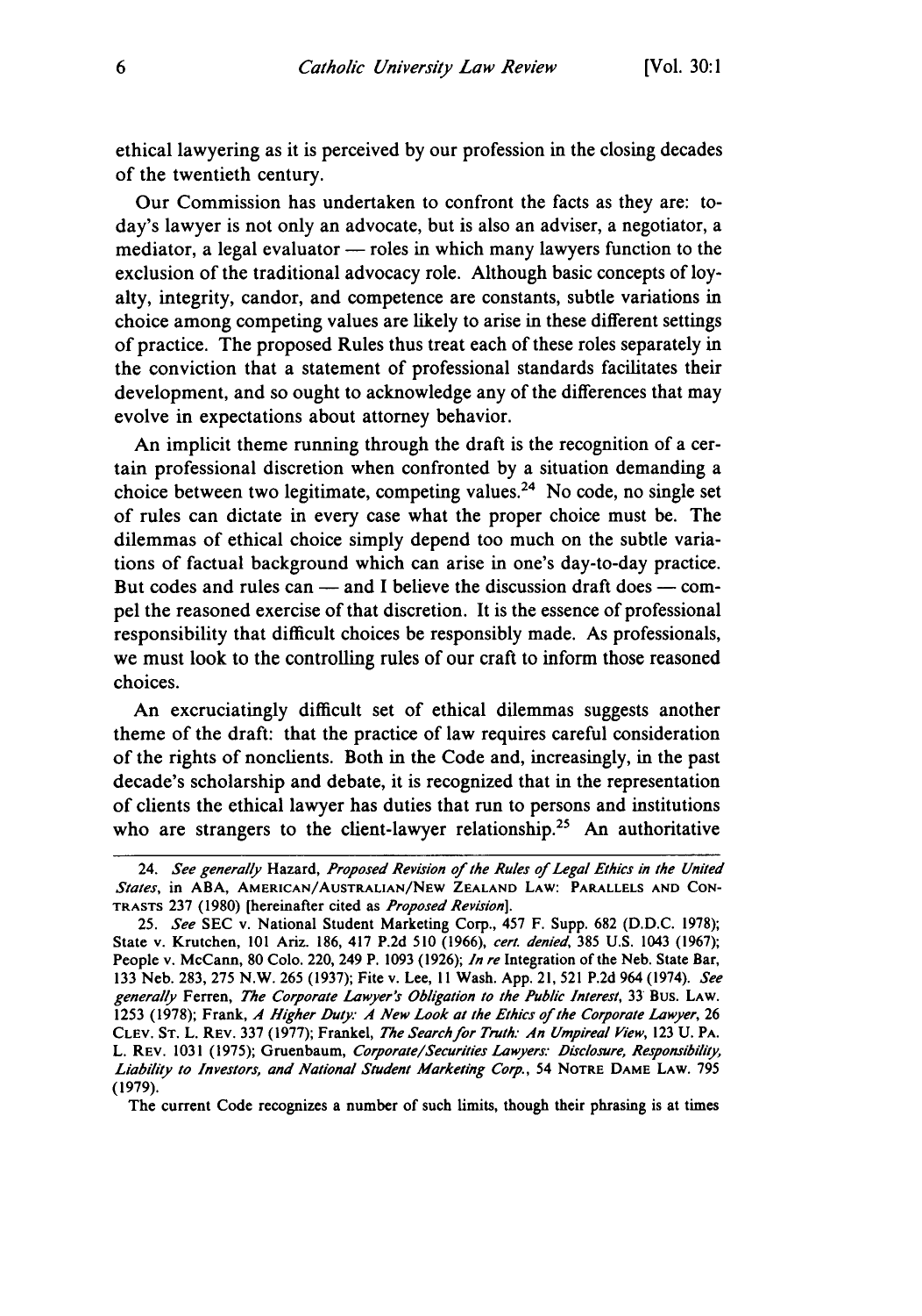ethical lawyering as it is perceived by our profession in the closing decades of the twentieth century.

Our Commission has undertaken to confront the facts as they are: today's lawyer is not only an advocate, but is also an adviser, a negotiator, a mediator, a legal evaluator — roles in which many lawyers function to the exclusion of the traditional advocacy role. Although basic concepts of loyalty, integrity, candor, and competence are constants, subtle variations in choice among competing values are likely to arise in these different settings of practice. The proposed Rules thus treat each of these roles separately in the conviction that a statement of professional standards facilitates their development, and so ought to acknowledge any of the differences that may evolve in expectations about attorney behavior.

An implicit theme running through the draft is the recognition of a certain professional discretion when confronted by a situation demanding a choice between two legitimate, competing values.[24] No code, no single set of rules can dictate in every case what the proper choice must be. The dilemmas of ethical choice simply depend too much on the subtle variations of factual background which can arise in one's day-to-day practice. But codes and rules can — and I believe the discussion draft does — compel the reasoned exercise of that discretion. It is the essence of professional responsibility that difficult choices be responsibly made. As professionals, we must look to the controlling rules of our craft to inform those reasoned choices.

An excruciatingly difficult set of ethical dilemmas suggests another theme of the draft: that the practice of law requires careful consideration of the rights of nonclients. Both in the Code and, increasingly, in the past decade's scholarship and debate, it is recognized that in the representation of clients the ethical lawyer has duties that run to persons and institutions who are strangers to the client-lawyer relationship.[25] An authoritative

---

24. *See generally* Hazard, *Proposed Revision of the Rules of Legal Ethics in the United States*, in ABA, AMERICAN/AUSTRALIAN/NEW ZEALAND LAW: PARALLELS AND CONTRASTS 237 (1980) [hereinafter cited as *Proposed Revision*].

25. *See* SEC v. National Student Marketing Corp., 457 F. Supp. 682 (D.D.C. 1978); State v. Krutchen, 101 Ariz. 186, 417 P.2d 510 (1966), *cert. denied*, 385 U.S. 1043 (1967); People v. McCann, 80 Colo. 220, 249 P. 1093 (1926); *In re* Integration of the Neb. State Bar, 133 Neb. 283, 275 N.W. 265 (1937); Fite v. Lee, 11 Wash. App. 21, 521 P.2d 964 (1974). *See generally* Ferren, *The Corporate Lawyer's Obligation to the Public Interest*, 33 BUS. LAW. 1253 (1978); Frank, *A Higher Duty: A New Look at the Ethics of the Corporate Lawyer*, 26 CLEV. ST. L. REV. 337 (1977); Frankel, *The Search for Truth: An Umpireal View*, 123 U. PA. L. REV. 1031 (1975); Gruenbaum, *Corporate/Securities Lawyers: Disclosure, Responsibility, Liability to Investors, and National Student Marketing Corp.*, 54 NOTRE DAME LAW. 795 (1979).

The current Code recognizes a number of such limits, though their phrasing is at times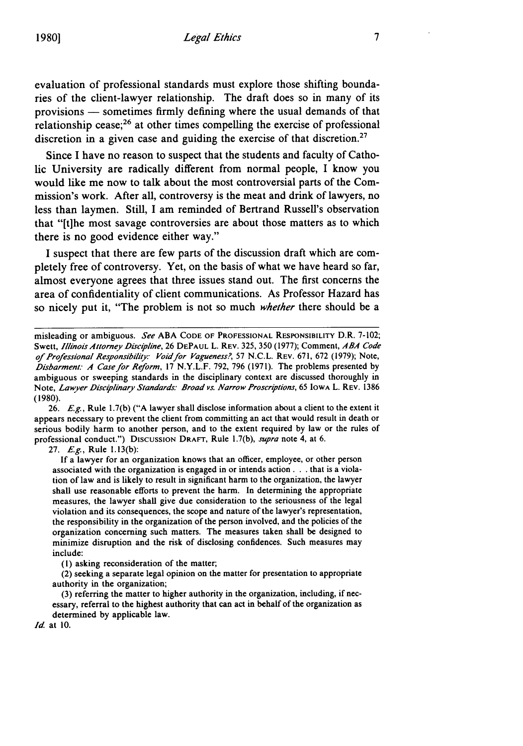evaluation of professional standards must explore those shifting boundaries of the client-lawyer relationship. The draft does so in many of its provisions — sometimes firmly defining where the usual demands of that relationship cease;[26] at other times compelling the exercise of professional discretion in a given case and guiding the exercise of that discretion.[27]

Since I have no reason to suspect that the students and faculty of Catholic University are radically different from normal people, I know you would like me now to talk about the most controversial parts of the Commission's work. After all, controversy is the meat and drink of lawyers, no less than laymen. Still, I am reminded of Bertrand Russell's observation that "[t]he most savage controversies are about those matters as to which there is no good evidence either way."

I suspect that there are few parts of the discussion draft which are completely free of controversy. Yet, on the basis of what we have heard so far, almost everyone agrees that three issues stand out. The first concerns the area of confidentiality of client communications. As Professor Hazard has so nicely put it, "The problem is not so much *whether* there should be a

---

misleading or ambiguous. *See* ABA CODE OF PROFESSIONAL RESPONSIBILITY D.R. 7-102; Swett, *Illinois Attorney Discipline*, 26 DEPAUL L. REV. 325, 350 (1977); Comment, *ABA Code of Professional Responsibility: Void for Vagueness?*, 57 N.C.L. REV. 671, 672 (1979); Note, *Disbarment: A Case for Reform*, 17 N.Y.L.F. 792, 796 (1971). The problems presented by ambiguous or sweeping standards in the disciplinary context are discussed thoroughly in Note, *Lawyer Disciplinary Standards: Broad vs. Narrow Proscriptions*, 65 IOWA L. REV. 1386 (1980).

26. *E.g.*, Rule 1.7(b) ("A lawyer shall disclose information about a client to the extent it appears necessary to prevent the client from committing an act that would result in death or serious bodily harm to another person, and to the extent required by law or the rules of professional conduct.") DISCUSSION DRAFT, Rule 1.7(b), *supra* note 4, at 6.

27. *E.g.*, Rule 1.13(b):

> If a lawyer for an organization knows that an officer, employee, or other person associated with the organization is engaged in or intends action . . . that is a violation of law and is likely to result in significant harm to the organization, the lawyer shall use reasonable efforts to prevent the harm. In determining the appropriate measures, the lawyer shall give due consideration to the seriousness of the legal violation and its consequences, the scope and nature of the lawyer's representation, the responsibility in the organization of the person involved, and the policies of the organization concerning such matters. The measures taken shall be designed to minimize disruption and the risk of disclosing confidences. Such measures may include:
>
> (1) asking reconsideration of the matter;
>
> (2) seeking a separate legal opinion on the matter for presentation to appropriate authority in the organization;
>
> (3) referring the matter to higher authority in the organization, including, if necessary, referral to the highest authority that can act in behalf of the organization as determined by applicable law.

*Id.* at 10.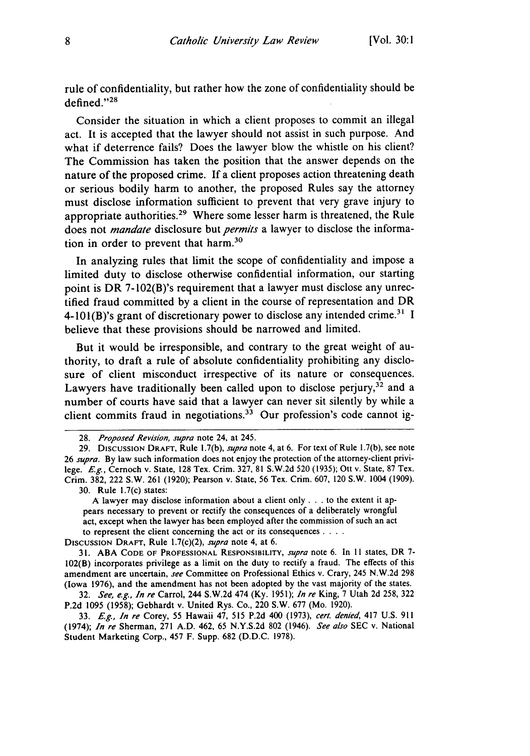rule of confidentiality, but rather how the zone of confidentiality should be defined."[28]

Consider the situation in which a client proposes to commit an illegal act. It is accepted that the lawyer should not assist in such purpose. And what if deterrence fails? Does the lawyer blow the whistle on his client? The Commission has taken the position that the answer depends on the nature of the proposed crime. If a client proposes action threatening death or serious bodily harm to another, the proposed Rules say the attorney must disclose information sufficient to prevent that very grave injury to appropriate authorities.[29] Where some lesser harm is threatened, the Rule does not *mandate* disclosure but *permits* a lawyer to disclose the information in order to prevent that harm.[30]

In analyzing rules that limit the scope of confidentiality and impose a limited duty to disclose otherwise confidential information, our starting point is DR 7-102(B)'s requirement that a lawyer must disclose any unrectified fraud committed by a client in the course of representation and DR 4-101(B)'s grant of discretionary power to disclose any intended crime.[31] I believe that these provisions should be narrowed and limited.

But it would be irresponsible, and contrary to the great weight of authority, to draft a rule of absolute confidentiality prohibiting any disclosure of client misconduct irrespective of its nature or consequences. Lawyers have traditionally been called upon to disclose perjury,[32] and a number of courts have said that a lawyer can never sit silently by while a client commits fraud in negotiations.[33] Our profession's code cannot ig-

---

28. *Proposed Revision, supra* note 24, at 245.

29. DISCUSSION DRAFT, Rule 1.7(b), *supra* note 4, at 6. For text of Rule 1.7(b), see note 26 *supra*. By law such information does not enjoy the protection of the attorney-client privilege. *E.g.*, Cernoch v. State, 128 Tex. Crim. 327, 81 S.W.2d 520 (1935); Ott v. State, 87 Tex. Crim. 382, 222 S.W. 261 (1920); Pearson v. State, 56 Tex. Crim. 607, 120 S.W. 1004 (1909).

30. Rule 1.7(c) states:

> A lawyer may disclose information about a client only . . . to the extent it appears necessary to prevent or rectify the consequences of a deliberately wrongful act, except when the lawyer has been employed after the commission of such an act to represent the client concerning the act or its consequences . . . .

DISCUSSION DRAFT, Rule 1.7(c)(2), *supra* note 4, at 6.

31. ABA CODE OF PROFESSIONAL RESPONSIBILITY, *supra* note 6. In 11 states, DR 7-102(B) incorporates privilege as a limit on the duty to rectify a fraud. The effects of this amendment are uncertain, *see* Committee on Professional Ethics v. Crary, 245 N.W.2d 298 (Iowa 1976), and the amendment has not been adopted by the vast majority of the states.

32. *See, e.g., In re* Carrol, 244 S.W.2d 474 (Ky. 1951); *In re* King, 7 Utah 2d 258, 322 P.2d 1095 (1958); Gebhardt v. United Rys. Co., 220 S.W. 677 (Mo. 1920).

33. *E.g., In re* Corey, 55 Hawaii 47, 515 P.2d 400 (1973), *cert. denied*, 417 U.S. 911 (1974); *In re* Sherman, 271 A.D. 462, 65 N.Y.S.2d 802 (1946). *See also* SEC v. National Student Marketing Corp., 457 F. Supp. 682 (D.D.C. 1978).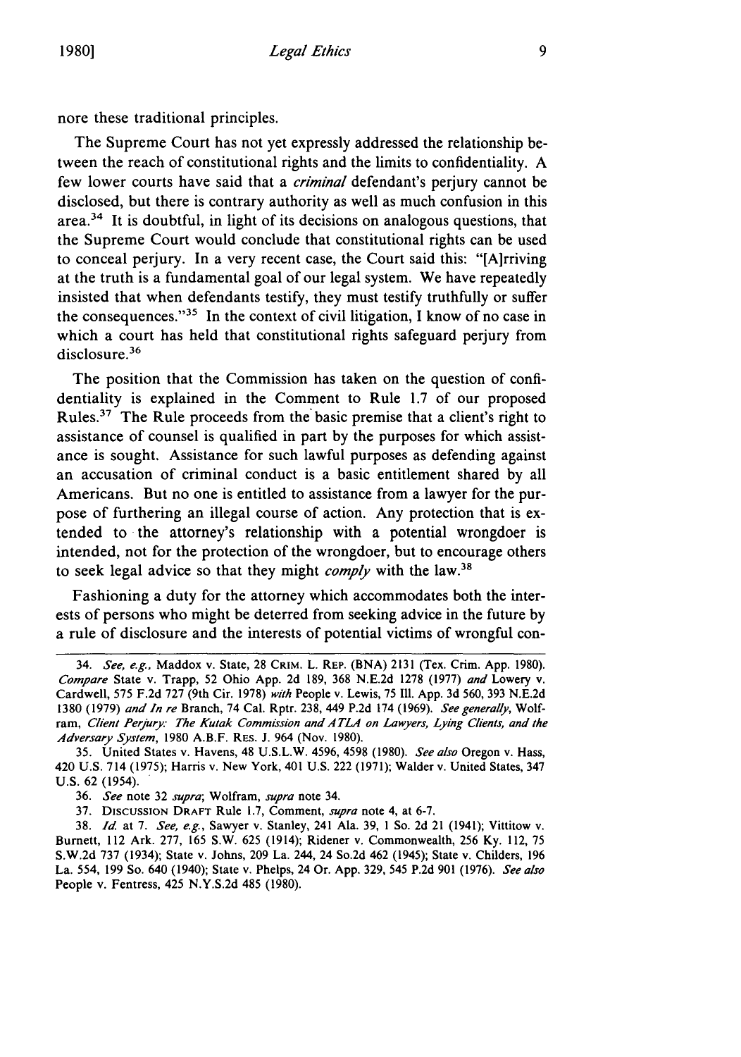nore these traditional principles.

The Supreme Court has not yet expressly addressed the relationship between the reach of constitutional rights and the limits to confidentiality. A few lower courts have said that a *criminal* defendant's perjury cannot be disclosed, but there is contrary authority as well as much confusion in this area.[34] It is doubtful, in light of its decisions on analogous questions, that the Supreme Court would conclude that constitutional rights can be used to conceal perjury. In a very recent case, the Court said this: "[A]rriving at the truth is a fundamental goal of our legal system. We have repeatedly insisted that when defendants testify, they must testify truthfully or suffer the consequences."[35] In the context of civil litigation, I know of no case in which a court has held that constitutional rights safeguard perjury from disclosure.[36]

The position that the Commission has taken on the question of confidentiality is explained in the Comment to Rule 1.7 of our proposed Rules.[37] The Rule proceeds from the basic premise that a client's right to assistance of counsel is qualified in part by the purposes for which assistance is sought. Assistance for such lawful purposes as defending against an accusation of criminal conduct is a basic entitlement shared by all Americans. But no one is entitled to assistance from a lawyer for the purpose of furthering an illegal course of action. Any protection that is extended to the attorney's relationship with a potential wrongdoer is intended, not for the protection of the wrongdoer, but to encourage others to seek legal advice so that they might *comply* with the law.[38]

Fashioning a duty for the attorney which accommodates both the interests of persons who might be deterred from seeking advice in the future by a rule of disclosure and the interests of potential victims of wrongful con-

---

34. *See, e.g.,* Maddox v. State, 28 CRIM. L. REP. (BNA) 2131 (Tex. Crim. App. 1980). *Compare* State v. Trapp, 52 Ohio App. 2d 189, 368 N.E.2d 1278 (1977) *and* Lowery v. Cardwell, 575 F.2d 727 (9th Cir. 1978) *with* People v. Lewis, 75 Ill. App. 3d 560, 393 N.E.2d 1380 (1979) *and In re* Branch, 74 Cal. Rptr. 238, 449 P.2d 174 (1969). *See generally*, Wolfram, *Client Perjury: The Kutak Commission and ATLA on Lawyers, Lying Clients, and the Adversary System*, 1980 A.B.F. RES. J. 964 (Nov. 1980).

35. United States v. Havens, 48 U.S.L.W. 4596, 4598 (1980). *See also* Oregon v. Hass, 420 U.S. 714 (1975); Harris v. New York, 401 U.S. 222 (1971); Walder v. United States, 347 U.S. 62 (1954).

36. *See* note 32 *supra*; Wolfram, *supra* note 34.

37. DISCUSSION DRAFT Rule 1.7, Comment, *supra* note 4, at 6-7.

38. *Id.* at 7. *See, e.g.,* Sawyer v. Stanley, 241 Ala. 39, 1 So. 2d 21 (1941); Vittitow v. Burnett, 112 Ark. 277, 165 S.W. 625 (1914); Ridener v. Commonwealth, 256 Ky. 112, 75 S.W.2d 737 (1934); State v. Johns, 209 La. 244, 24 So.2d 462 (1945); State v. Childers, 196 La. 554, 199 So. 640 (1940); State v. Phelps, 24 Or. App. 329, 545 P.2d 901 (1976). *See also* People v. Fentress, 425 N.Y.S.2d 485 (1980).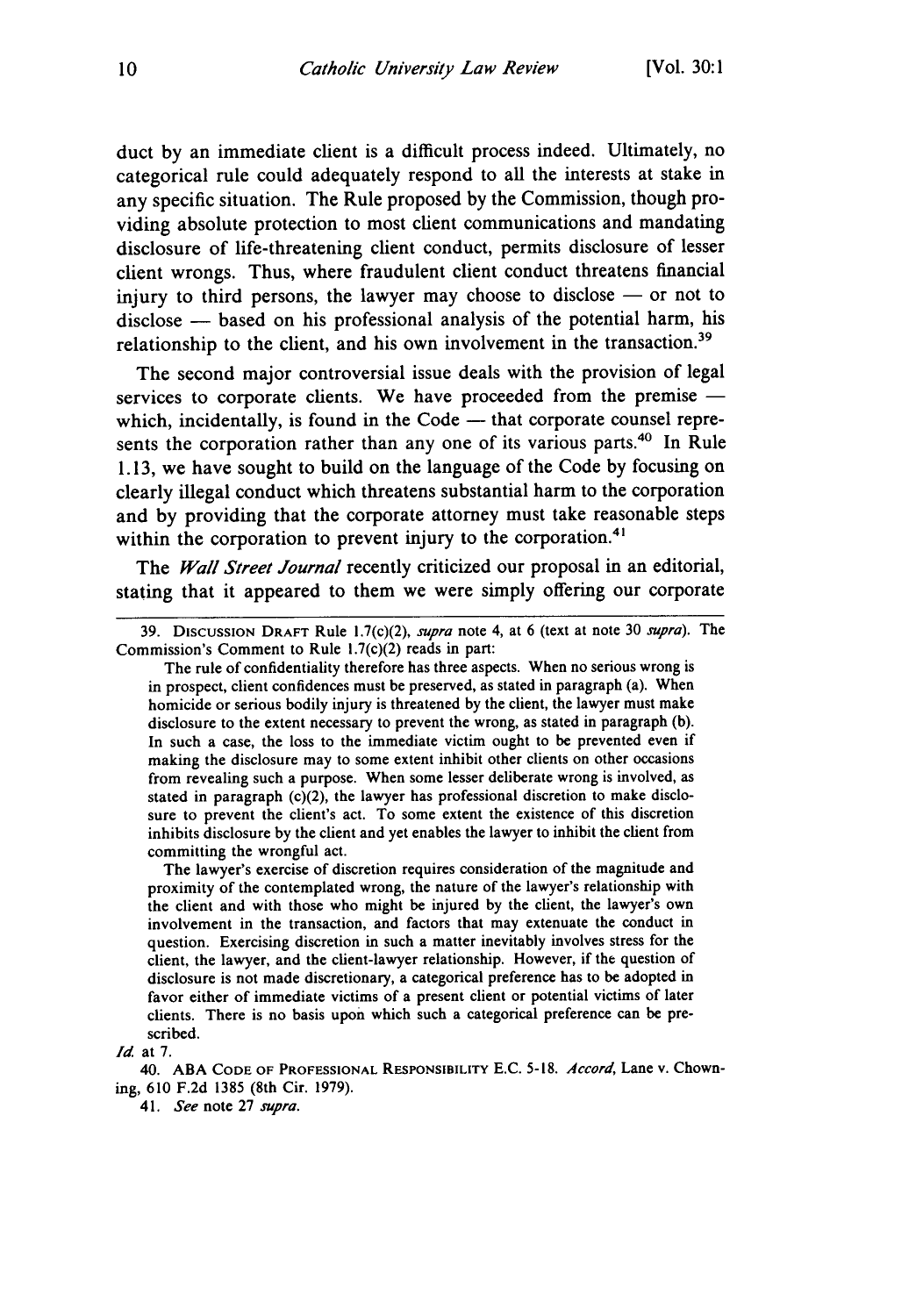duct by an immediate client is a difficult process indeed. Ultimately, no categorical rule could adequately respond to all the interests at stake in any specific situation. The Rule proposed by the Commission, though providing absolute protection to most client communications and mandating disclosure of life-threatening client conduct, permits disclosure of lesser client wrongs. Thus, where fraudulent client conduct threatens financial injury to third persons, the lawyer may choose to disclose — or not to disclose — based on his professional analysis of the potential harm, his relationship to the client, and his own involvement in the transaction.[39]

The second major controversial issue deals with the provision of legal services to corporate clients. We have proceeded from the premise — which, incidentally, is found in the Code — that corporate counsel represents the corporation rather than any one of its various parts.[40] In Rule 1.13, we have sought to build on the language of the Code by focusing on clearly illegal conduct which threatens substantial harm to the corporation and by providing that the corporate attorney must take reasonable steps within the corporation to prevent injury to the corporation.[41]

The *Wall Street Journal* recently criticized our proposal in an editorial, stating that it appeared to them we were simply offering our corporate

---

39. DISCUSSION DRAFT Rule 1.7(c)(2), *supra* note 4, at 6 (text at note 30 *supra*). The Commission's Comment to Rule 1.7(c)(2) reads in part:

> The rule of confidentiality therefore has three aspects. When no serious wrong is in prospect, client confidences must be preserved, as stated in paragraph (a). When homicide or serious bodily injury is threatened by the client, the lawyer must make disclosure to the extent necessary to prevent the wrong, as stated in paragraph (b). In such a case, the loss to the immediate victim ought to be prevented even if making the disclosure may to some extent inhibit other clients on other occasions from revealing such a purpose. When some lesser deliberate wrong is involved, as stated in paragraph (c)(2), the lawyer has professional discretion to make disclosure to prevent the client's act. To some extent the existence of this discretion inhibits disclosure by the client and yet enables the lawyer to inhibit the client from committing the wrongful act.
>
> The lawyer's exercise of discretion requires consideration of the magnitude and proximity of the contemplated wrong, the nature of the lawyer's relationship with the client and with those who might be injured by the client, the lawyer's own involvement in the transaction, and factors that may extenuate the conduct in question. Exercising discretion in such a matter inevitably involves stress for the client, the lawyer, and the client-lawyer relationship. However, if the question of disclosure is not made discretionary, a categorical preference has to be adopted in favor either of immediate victims of a present client or potential victims of later clients. There is no basis upon which such a categorical preference can be prescribed.

*Id.* at 7.

40. ABA CODE OF PROFESSIONAL RESPONSIBILITY E.C. 5-18. *Accord*, Lane v. Chowning, 610 F.2d 1385 (8th Cir. 1979).

41. *See* note 27 *supra*.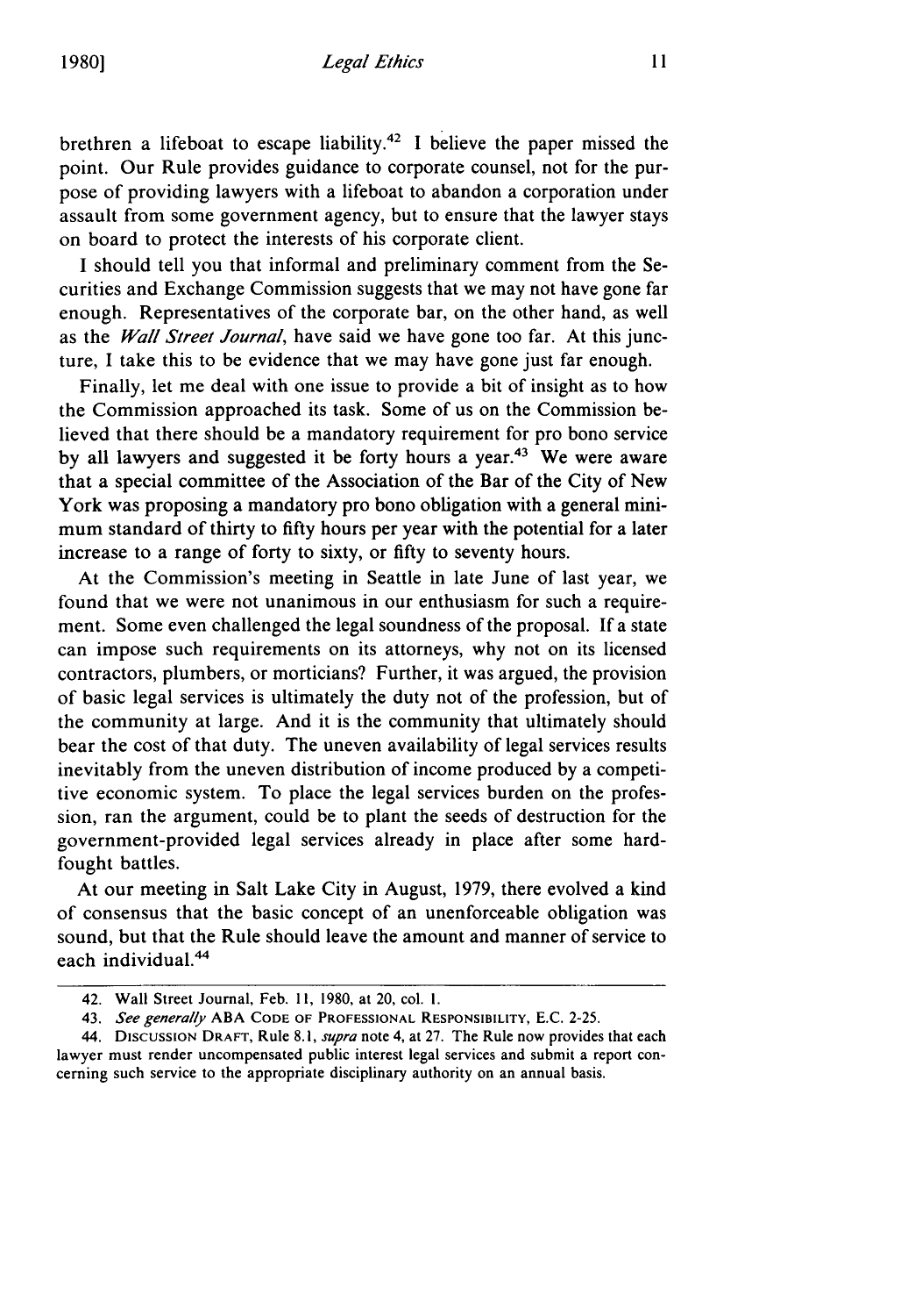brethren a lifeboat to escape liability.[42] I believe the paper missed the point. Our Rule provides guidance to corporate counsel, not for the purpose of providing lawyers with a lifeboat to abandon a corporation under assault from some government agency, but to ensure that the lawyer stays on board to protect the interests of his corporate client.

I should tell you that informal and preliminary comment from the Securities and Exchange Commission suggests that we may not have gone far enough. Representatives of the corporate bar, on the other hand, as well as the *Wall Street Journal*, have said we have gone too far. At this juncture, I take this to be evidence that we may have gone just far enough.

Finally, let me deal with one issue to provide a bit of insight as to how the Commission approached its task. Some of us on the Commission believed that there should be a mandatory requirement for pro bono service by all lawyers and suggested it be forty hours a year.[43] We were aware that a special committee of the Association of the Bar of the City of New York was proposing a mandatory pro bono obligation with a general minimum standard of thirty to fifty hours per year with the potential for a later increase to a range of forty to sixty, or fifty to seventy hours.

At the Commission's meeting in Seattle in late June of last year, we found that we were not unanimous in our enthusiasm for such a requirement. Some even challenged the legal soundness of the proposal. If a state can impose such requirements on its attorneys, why not on its licensed contractors, plumbers, or morticians? Further, it was argued, the provision of basic legal services is ultimately the duty not of the profession, but of the community at large. And it is the community that ultimately should bear the cost of that duty. The uneven availability of legal services results inevitably from the uneven distribution of income produced by a competitive economic system. To place the legal services burden on the profession, ran the argument, could be to plant the seeds of destruction for the government-provided legal services already in place after some hard-fought battles.

At our meeting in Salt Lake City in August, 1979, there evolved a kind of consensus that the basic concept of an unenforceable obligation was sound, but that the Rule should leave the amount and manner of service to each individual.[44]

---

42. Wall Street Journal, Feb. 11, 1980, at 20, col. 1.

43. *See generally* ABA CODE OF PROFESSIONAL RESPONSIBILITY, E.C. 2-25.

44. DISCUSSION DRAFT, Rule 8.1, *supra* note 4, at 27. The Rule now provides that each lawyer must render uncompensated public interest legal services and submit a report concerning such service to the appropriate disciplinary authority on an annual basis.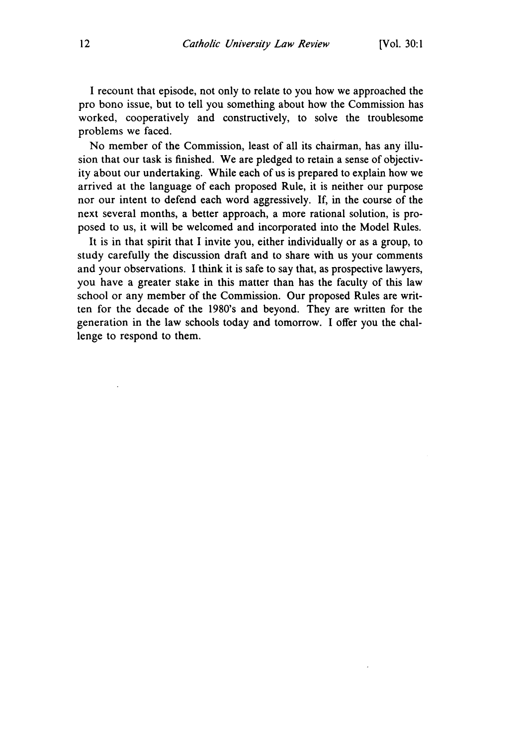I recount that episode, not only to relate to you how we approached the pro bono issue, but to tell you something about how the Commission has worked, cooperatively and constructively, to solve the troublesome problems we faced.

No member of the Commission, least of all its chairman, has any illusion that our task is finished. We are pledged to retain a sense of objectivity about our undertaking. While each of us is prepared to explain how we arrived at the language of each proposed Rule, it is neither our purpose nor our intent to defend each word aggressively. If, in the course of the next several months, a better approach, a more rational solution, is proposed to us, it will be welcomed and incorporated into the Model Rules.

It is in that spirit that I invite you, either individually or as a group, to study carefully the discussion draft and to share with us your comments and your observations. I think it is safe to say that, as prospective lawyers, you have a greater stake in this matter than has the faculty of this law school or any member of the Commission. Our proposed Rules are written for the decade of the 1980's and beyond. They are written for the generation in the law schools today and tomorrow. I offer you the challenge to respond to them.